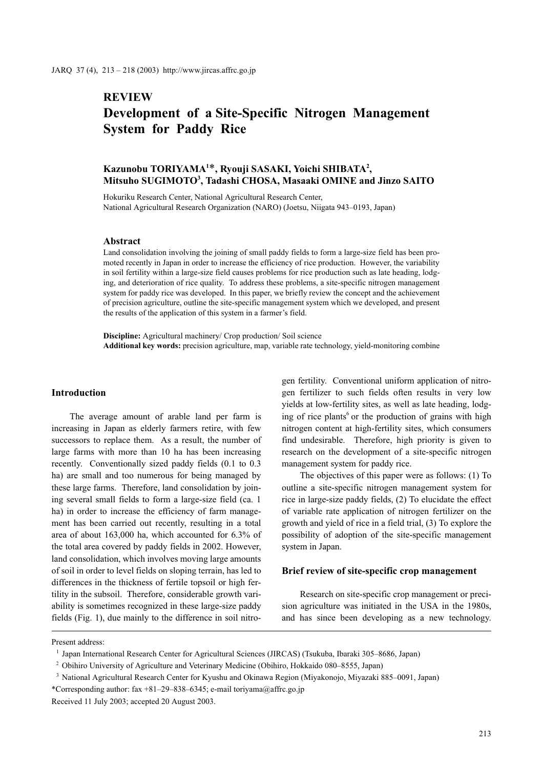# REVIEW

# Development of a Site-Specific Nitrogen Management System for Paddy Rice

**Kazunobu TORIYAMA[1]*, Ryouji SASAKI, Yoichi SHIBATA[2], Mitsuho SUGIMOTO[3], Tadashi CHOSA, Masaaki OMINE and Jinzo SAITO**

Hokuriku Research Center, National Agricultural Research Center, National Agricultural Research Organization (NARO) (Joetsu, Niigata 943–0193, Japan)

### Abstract

Land consolidation involving the joining of small paddy fields to form a large-size field has been promoted recently in Japan in order to increase the efficiency of rice production. However, the variability in soil fertility within a large-size field causes problems for rice production such as late heading, lodging, and deterioration of rice quality. To address these problems, a site-specific nitrogen management system for paddy rice was developed. In this paper, we briefly review the concept and the achievement of precision agriculture, outline the site-specific management system which we developed, and present the results of the application of this system in a farmer's field.

**Discipline:** Agricultural machinery/ Crop production/ Soil science
**Additional key words:** precision agriculture, map, variable rate technology, yield-monitoring combine

## Introduction

The average amount of arable land per farm is increasing in Japan as elderly farmers retire, with few successors to replace them. As a result, the number of large farms with more than 10 ha has been increasing recently. Conventionally sized paddy fields (0.1 to 0.3 ha) are small and too numerous for being managed by these large farms. Therefore, land consolidation by joining several small fields to form a large-size field (ca. 1 ha) in order to increase the efficiency of farm management has been carried out recently, resulting in a total area of about 163,000 ha, which accounted for 6.3% of the total area covered by paddy fields in 2002. However, land consolidation, which involves moving large amounts of soil in order to level fields on sloping terrain, has led to differences in the thickness of fertile topsoil or high fertility in the subsoil. Therefore, considerable growth variability is sometimes recognized in these large-size paddy fields (Fig. 1), due mainly to the difference in soil nitrogen fertility. Conventional uniform application of nitrogen fertilizer to such fields often results in very low yields at low-fertility sites, as well as late heading, lodging of rice plants[6] or the production of grains with high nitrogen content at high-fertility sites, which consumers find undesirable. Therefore, high priority is given to research on the development of a site-specific nitrogen management system for paddy rice.

The objectives of this paper were as follows: (1) To outline a site-specific nitrogen management system for rice in large-size paddy fields, (2) To elucidate the effect of variable rate application of nitrogen fertilizer on the growth and yield of rice in a field trial, (3) To explore the possibility of adoption of the site-specific management system in Japan.

## Brief review of site-specific crop management

Research on site-specific crop management or precision agriculture was initiated in the USA in the 1980s, and has since been developing as a new technology.

---

Present address:

[1] Japan International Research Center for Agricultural Sciences (JIRCAS) (Tsukuba, Ibaraki 305–8686, Japan)

[2] Obihiro University of Agriculture and Veterinary Medicine (Obihiro, Hokkaido 080–8555, Japan)

[3] National Agricultural Research Center for Kyushu and Okinawa Region (Miyakonojo, Miyazaki 885–0091, Japan)

*Corresponding author: fax +81–29–838–6345; e-mail toriyama@affrc.go.jp

Received 11 July 2003; accepted 20 August 2003.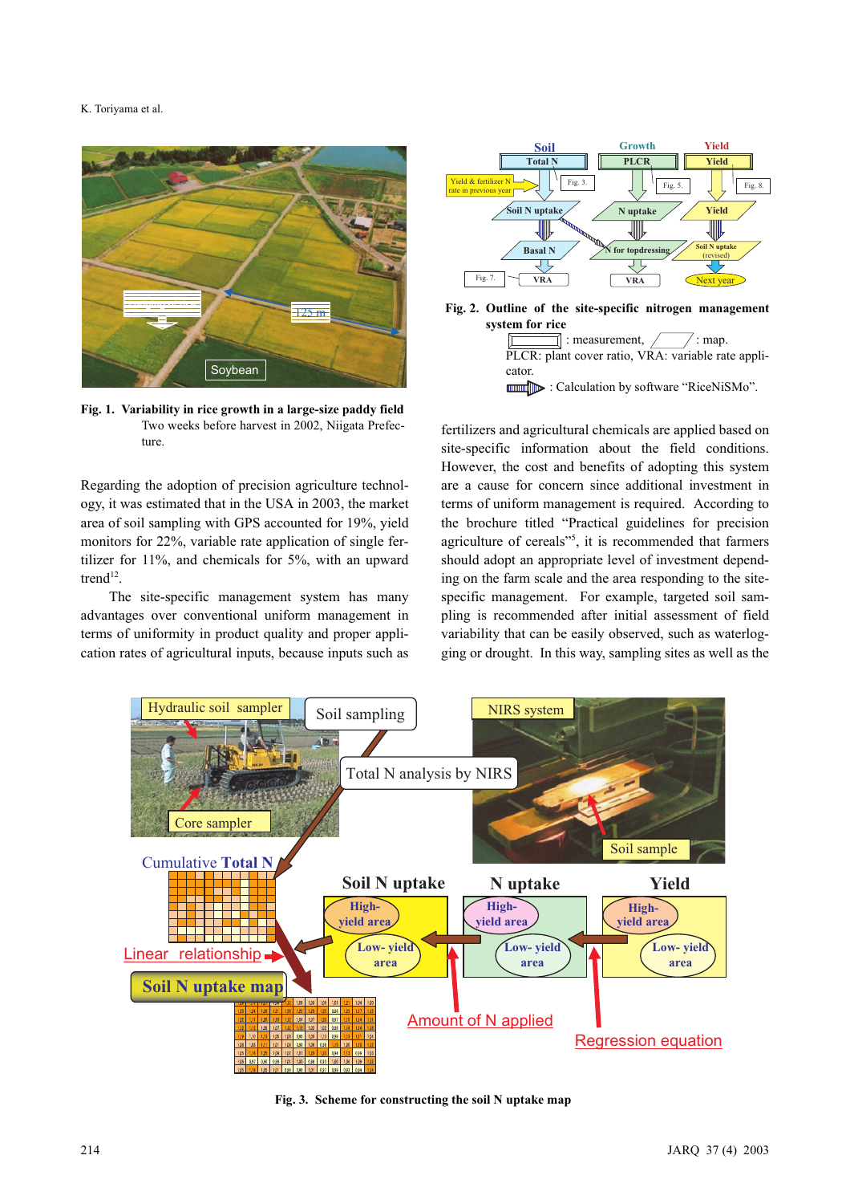**Fig. 1. Variability in rice growth in a large-size paddy field**

Two weeks before harvest in 2002, Niigata Prefecture.

Regarding the adoption of precision agriculture technology, it was estimated that in the USA in 2003, the market area of soil sampling with GPS accounted for 19%, yield monitors for 22%, variable rate application of single fertilizer for 11%, and chemicals for 5%, with an upward trend[12].

The site-specific management system has many advantages over conventional uniform management in terms of uniformity in product quality and proper application rates of agricultural inputs, because inputs such as fertilizers and agricultural chemicals are applied based on site-specific information about the field conditions. However, the cost and benefits of adopting this system are a cause for concern since additional investment in terms of uniform management is required. According to the brochure titled "Practical guidelines for precision agriculture of cereals"[5], it is recommended that farmers should adopt an appropriate level of investment depending on the farm scale and the area responding to the site-specific management. For example, targeted soil sampling is recommended after initial assessment of field variability that can be easily observed, such as waterlogging or drought. In this way, sampling sites as well as the

**Fig. 2. Outline of the site-specific nitrogen management system for rice**

▭ : measurement, ▱ : map.

PLCR: plant cover ratio, VRA: variable rate applicator.

⇨ : Calculation by software "RiceNiSMo".

**Fig. 3. Scheme for constructing the soil N uptake map**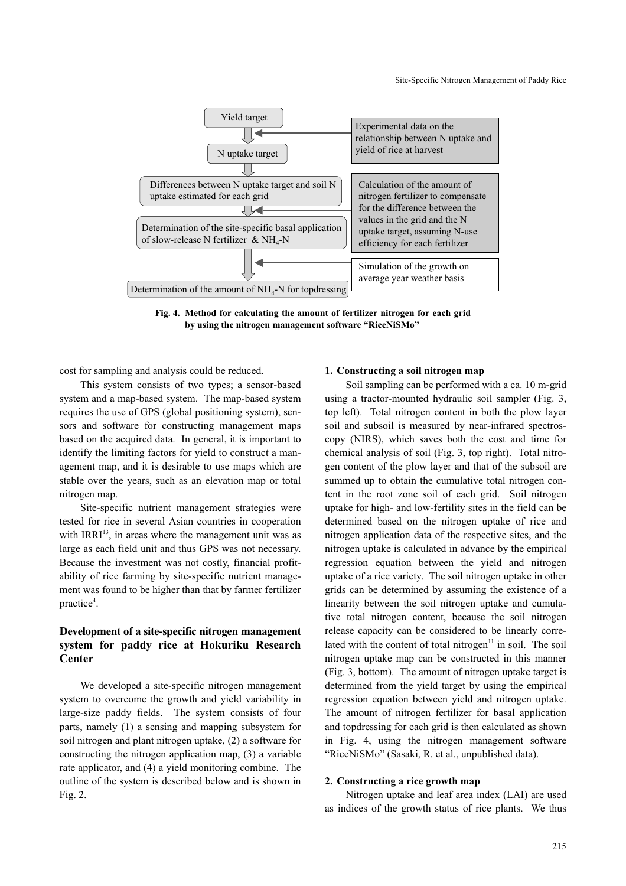Yield target

N uptake target

Differences between N uptake target and soil N uptake estimated for each grid

Determination of the site-specific basal application of slow-release N fertilizer & $NH_4$-N

Determination of the amount of $NH_4$-N for topdressing

Experimental data on the relationship between N uptake and yield of rice at harvest

Calculation of the amount of nitrogen fertilizer to compensate for the difference between the values in the grid and the N uptake target, assuming N-use efficiency for each fertilizer

Simulation of the growth on average year weather basis

**Fig. 4. Method for calculating the amount of fertilizer nitrogen for each grid by using the nitrogen management software "RiceNiSMo"**

cost for sampling and analysis could be reduced.

This system consists of two types; a sensor-based system and a map-based system. The map-based system requires the use of GPS (global positioning system), sensors and software for constructing management maps based on the acquired data. In general, it is important to identify the limiting factors for yield to construct a management map, and it is desirable to use maps which are stable over the years, such as an elevation map or total nitrogen map.

Site-specific nutrient management strategies were tested for rice in several Asian countries in cooperation with IRRI[13], in areas where the management unit was as large as each field unit and thus GPS was not necessary. Because the investment was not costly, financial profitability of rice farming by site-specific nutrient management was found to be higher than that by farmer fertilizer practice[4].

## Development of a site-specific nitrogen management system for paddy rice at Hokuriku Research Center

We developed a site-specific nitrogen management system to overcome the growth and yield variability in large-size paddy fields. The system consists of four parts, namely (1) a sensing and mapping subsystem for soil nitrogen and plant nitrogen uptake, (2) a software for constructing the nitrogen application map, (3) a variable rate applicator, and (4) a yield monitoring combine. The outline of the system is described below and is shown in Fig. 2.

### 1. Constructing a soil nitrogen map

Soil sampling can be performed with a ca. 10 m-grid using a tractor-mounted hydraulic soil sampler (Fig. 3, top left). Total nitrogen content in both the plow layer soil and subsoil is measured by near-infrared spectroscopy (NIRS), which saves both the cost and time for chemical analysis of soil (Fig. 3, top right). Total nitrogen content of the plow layer and that of the subsoil are summed up to obtain the cumulative total nitrogen content in the root zone soil of each grid. Soil nitrogen uptake for high- and low-fertility sites in the field can be determined based on the nitrogen uptake of rice and nitrogen application data of the respective sites, and the nitrogen uptake is calculated in advance by the empirical regression equation between the yield and nitrogen uptake of a rice variety. The soil nitrogen uptake in other grids can be determined by assuming the existence of a linearity between the soil nitrogen uptake and cumulative total nitrogen content, because the soil nitrogen release capacity can be considered to be linearly correlated with the content of total nitrogen[11] in soil. The soil nitrogen uptake map can be constructed in this manner (Fig. 3, bottom). The amount of nitrogen uptake target is determined from the yield target by using the empirical regression equation between yield and nitrogen uptake. The amount of nitrogen fertilizer for basal application and topdressing for each grid is then calculated as shown in Fig. 4, using the nitrogen management software "RiceNiSMo" (Sasaki, R. et al., unpublished data).

### 2. Constructing a rice growth map

Nitrogen uptake and leaf area index (LAI) are used as indices of the growth status of rice plants. We thus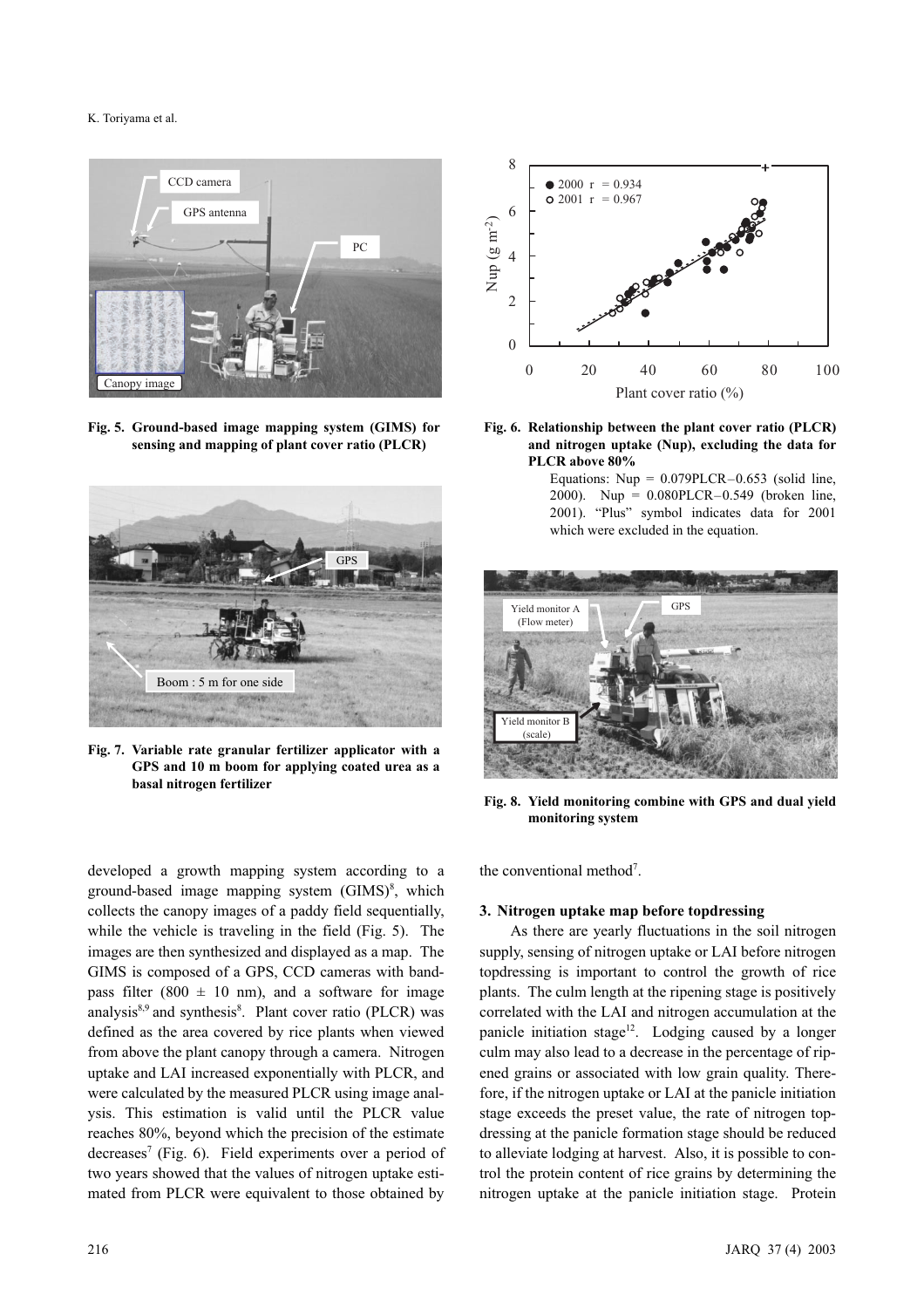Fig. 5. Ground-based image mapping system (GIMS) for sensing and mapping of plant cover ratio (PLCR)

Fig. 6. Relationship between the plant cover ratio (PLCR) and nitrogen uptake (Nup), excluding the data for PLCR above 80%

Equations: Nup = 0.079PLCR–0.653 (solid line, 2000). Nup = 0.080PLCR–0.549 (broken line, 2001). "Plus" symbol indicates data for 2001 which were excluded in the equation.

Fig. 7. Variable rate granular fertilizer applicator with a GPS and 10 m boom for applying coated urea as a basal nitrogen fertilizer

Fig. 8. Yield monitoring combine with GPS and dual yield monitoring system

developed a growth mapping system according to a ground-based image mapping system (GIMS)[8], which collects the canopy images of a paddy field sequentially, while the vehicle is traveling in the field (Fig. 5). The images are then synthesized and displayed as a map. The GIMS is composed of a GPS, CCD cameras with band-pass filter (800 ± 10 nm), and a software for image analysis[8,9] and synthesis[8]. Plant cover ratio (PLCR) was defined as the area covered by rice plants when viewed from above the plant canopy through a camera. Nitrogen uptake and LAI increased exponentially with PLCR, and were calculated by the measured PLCR using image analysis. This estimation is valid until the PLCR value reaches 80%, beyond which the precision of the estimate decreases[7] (Fig. 6). Field experiments over a period of two years showed that the values of nitrogen uptake estimated from PLCR were equivalent to those obtained by the conventional method[7].

### 3. Nitrogen uptake map before topdressing

As there are yearly fluctuations in the soil nitrogen supply, sensing of nitrogen uptake or LAI before nitrogen topdressing is important to control the growth of rice plants. The culm length at the ripening stage is positively correlated with the LAI and nitrogen accumulation at the panicle initiation stage[12]. Lodging caused by a longer culm may also lead to a decrease in the percentage of ripened grains or associated with low grain quality. Therefore, if the nitrogen uptake or LAI at the panicle initiation stage exceeds the preset value, the rate of nitrogen topdressing at the panicle formation stage should be reduced to alleviate lodging at harvest. Also, it is possible to control the protein content of rice grains by determining the nitrogen uptake at the panicle initiation stage. Protein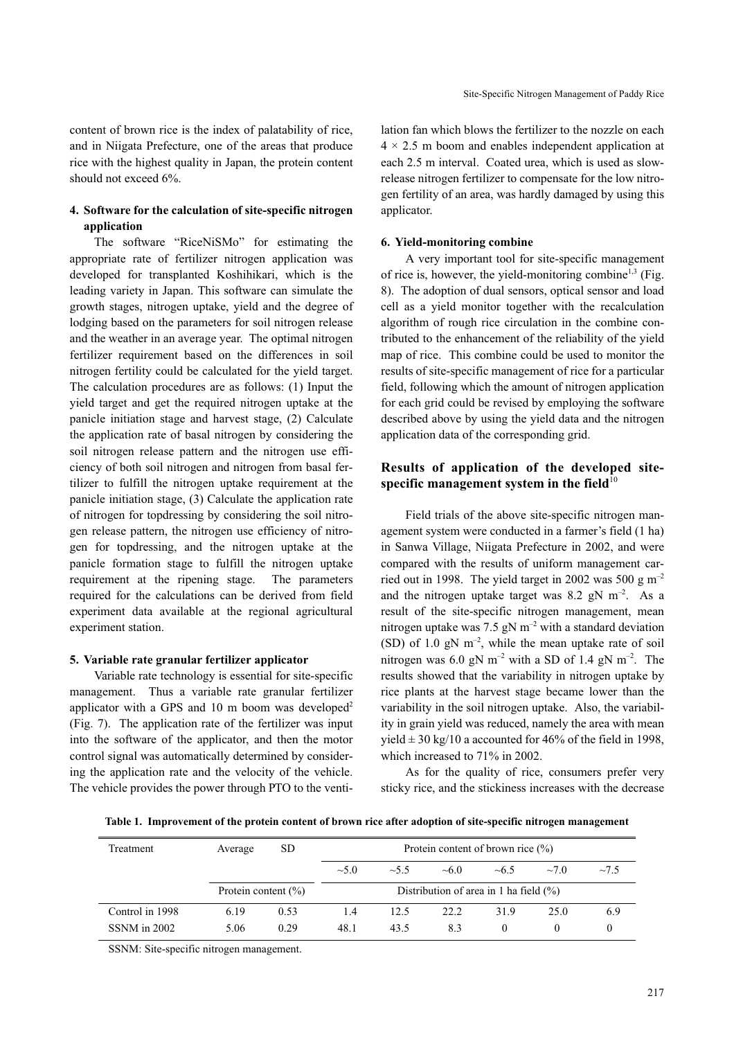content of brown rice is the index of palatability of rice, and in Niigata Prefecture, one of the areas that produce rice with the highest quality in Japan, the protein content should not exceed 6%.

### 4. Software for the calculation of site-specific nitrogen application

The software "RiceNiSMo" for estimating the appropriate rate of fertilizer nitrogen application was developed for transplanted Koshihikari, which is the leading variety in Japan. This software can simulate the growth stages, nitrogen uptake, yield and the degree of lodging based on the parameters for soil nitrogen release and the weather in an average year. The optimal nitrogen fertilizer requirement based on the differences in soil nitrogen fertility could be calculated for the yield target. The calculation procedures are as follows: (1) Input the yield target and get the required nitrogen uptake at the panicle initiation stage and harvest stage, (2) Calculate the application rate of basal nitrogen by considering the soil nitrogen release pattern and the nitrogen use efficiency of both soil nitrogen and nitrogen from basal fertilizer to fulfill the nitrogen uptake requirement at the panicle initiation stage, (3) Calculate the application rate of nitrogen for topdressing by considering the soil nitrogen release pattern, the nitrogen use efficiency of nitrogen for topdressing, and the nitrogen uptake at the panicle formation stage to fulfill the nitrogen uptake requirement at the ripening stage. The parameters required for the calculations can be derived from field experiment data available at the regional agricultural experiment station.

### 5. Variable rate granular fertilizer applicator

Variable rate technology is essential for site-specific management. Thus a variable rate granular fertilizer applicator with a GPS and 10 m boom was developed[2] (Fig. 7). The application rate of the fertilizer was input into the software of the applicator, and then the motor control signal was automatically determined by considering the application rate and the velocity of the vehicle. The vehicle provides the power through PTO to the ventilation fan which blows the fertilizer to the nozzle on each 4 × 2.5 m boom and enables independent application at each 2.5 m interval. Coated urea, which is used as slow-release nitrogen fertilizer to compensate for the low nitrogen fertility of an area, was hardly damaged by using this applicator.

### 6. Yield-monitoring combine

A very important tool for site-specific management of rice is, however, the yield-monitoring combine[1,3] (Fig. 8). The adoption of dual sensors, optical sensor and load cell as a yield monitor together with the recalculation algorithm of rough rice circulation in the combine contributed to the enhancement of the reliability of the yield map of rice. This combine could be used to monitor the results of site-specific management of rice for a particular field, following which the amount of nitrogen application for each grid could be revised by employing the software described above by using the yield data and the nitrogen application data of the corresponding grid.

## Results of application of the developed site-specific management system in the field[10]

Field trials of the above site-specific nitrogen management system were conducted in a farmer's field (1 ha) in Sanwa Village, Niigata Prefecture in 2002, and were compared with the results of uniform management carried out in 1998. The yield target in 2002 was 500 g $m^{-2}$ and the nitrogen uptake target was 8.2 gN $m^{-2}$. As a result of the site-specific nitrogen management, mean nitrogen uptake was 7.5 gN $m^{-2}$ with a standard deviation (SD) of 1.0 gN $m^{-2}$, while the mean uptake rate of soil nitrogen was 6.0 gN $m^{-2}$ with a SD of 1.4 gN $m^{-2}$. The results showed that the variability in nitrogen uptake by rice plants at the harvest stage became lower than the variability in the soil nitrogen uptake. Also, the variability in grain yield was reduced, namely the area with mean yield ± 30 kg/10 a accounted for 46% of the field in 1998, which increased to 71% in 2002.

As for the quality of rice, consumers prefer very sticky rice, and the stickiness increases with the decrease

**Table 1. Improvement of the protein content of brown rice after adoption of site-specific nitrogen management**

| Treatment | Average | SD | Protein content of brown rice (%) | | | | | |
|---|---|---|---|---|---|---|---|---|
| | | | ~5.0 | ~5.5 | ~6.0 | ~6.5 | ~7.0 | ~7.5 |
| | Protein content (%) | | Distribution of area in 1 ha field (%) | | | | | |
| Control in 1998 | 6.19 | 0.53 | 1.4 | 12.5 | 22.2 | 31.9 | 25.0 | 6.9 |
| SSNM in 2002 | 5.06 | 0.29 | 48.1 | 43.5 | 8.3 | 0 | 0 | 0 |

SSNM: Site-specific nitrogen management.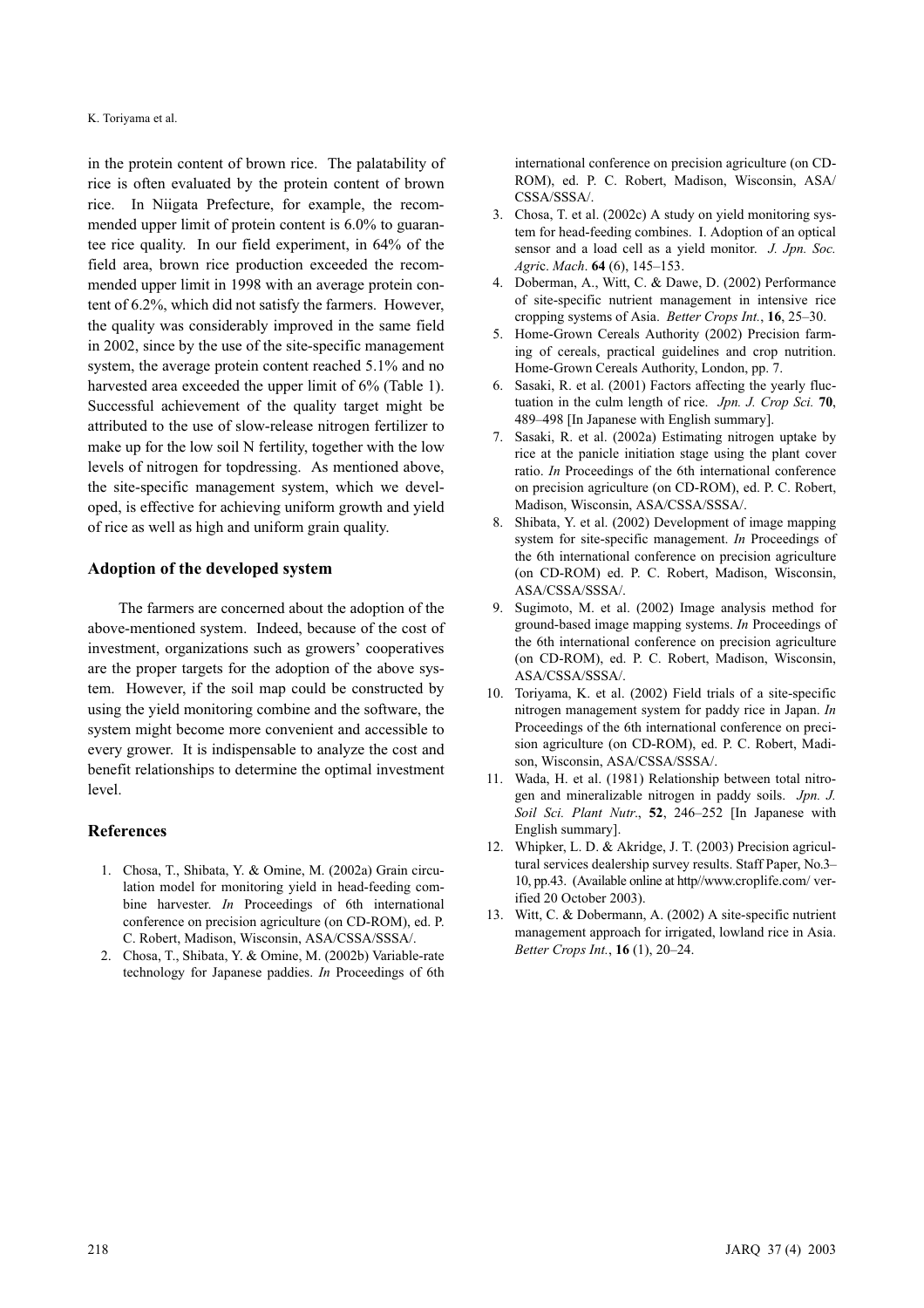in the protein content of brown rice. The palatability of rice is often evaluated by the protein content of brown rice. In Niigata Prefecture, for example, the recommended upper limit of protein content is 6.0% to guarantee rice quality. In our field experiment, in 64% of the field area, brown rice production exceeded the recommended upper limit in 1998 with an average protein content of 6.2%, which did not satisfy the farmers. However, the quality was considerably improved in the same field in 2002, since by the use of the site-specific management system, the average protein content reached 5.1% and no harvested area exceeded the upper limit of 6% (Table 1). Successful achievement of the quality target might be attributed to the use of slow-release nitrogen fertilizer to make up for the low soil N fertility, together with the low levels of nitrogen for topdressing. As mentioned above, the site-specific management system, which we developed, is effective for achieving uniform growth and yield of rice as well as high and uniform grain quality.

## Adoption of the developed system

The farmers are concerned about the adoption of the above-mentioned system. Indeed, because of the cost of investment, organizations such as growers' cooperatives are the proper targets for the adoption of the above system. However, if the soil map could be constructed by using the yield monitoring combine and the software, the system might become more convenient and accessible to every grower. It is indispensable to analyze the cost and benefit relationships to determine the optimal investment level.

## References

1. Chosa, T., Shibata, Y. & Omine, M. (2002a) Grain circulation model for monitoring yield in head-feeding combine harvester. *In* Proceedings of 6th international conference on precision agriculture (on CD-ROM), ed. P. C. Robert, Madison, Wisconsin, ASA/CSSA/SSSA/.
2. Chosa, T., Shibata, Y. & Omine, M. (2002b) Variable-rate technology for Japanese paddies. *In* Proceedings of 6th international conference on precision agriculture (on CD-ROM), ed. P. C. Robert, Madison, Wisconsin, ASA/CSSA/SSSA/.
3. Chosa, T. et al. (2002c) A study on yield monitoring system for head-feeding combines. I. Adoption of an optical sensor and a load cell as a yield monitor. *J. Jpn. Soc. Agric. Mach*. **64** (6), 145–153.
4. Doberman, A., Witt, C. & Dawe, D. (2002) Performance of site-specific nutrient management in intensive rice cropping systems of Asia. *Better Crops Int.*, **16**, 25–30.
5. Home-Grown Cereals Authority (2002) Precision farming of cereals, practical guidelines and crop nutrition. Home-Grown Cereals Authority, London, pp. 7.
6. Sasaki, R. et al. (2001) Factors affecting the yearly fluctuation in the culm length of rice. *Jpn. J. Crop Sci.* **70**, 489–498 [In Japanese with English summary].
7. Sasaki, R. et al. (2002a) Estimating nitrogen uptake by rice at the panicle initiation stage using the plant cover ratio. *In* Proceedings of the 6th international conference on precision agriculture (on CD-ROM), ed. P. C. Robert, Madison, Wisconsin, ASA/CSSA/SSSA/.
8. Shibata, Y. et al. (2002) Development of image mapping system for site-specific management. *In* Proceedings of the 6th international conference on precision agriculture (on CD-ROM) ed. P. C. Robert, Madison, Wisconsin, ASA/CSSA/SSSA/.
9. Sugimoto, M. et al. (2002) Image analysis method for ground-based image mapping systems. *In* Proceedings of the 6th international conference on precision agriculture (on CD-ROM), ed. P. C. Robert, Madison, Wisconsin, ASA/CSSA/SSSA/.
10. Toriyama, K. et al. (2002) Field trials of a site-specific nitrogen management system for paddy rice in Japan. *In* Proceedings of the 6th international conference on precision agriculture (on CD-ROM), ed. P. C. Robert, Madison, Wisconsin, ASA/CSSA/SSSA/.
11. Wada, H. et al. (1981) Relationship between total nitrogen and mineralizable nitrogen in paddy soils. *Jpn. J. Soil Sci. Plant Nutr*., **52**, 246–252 [In Japanese with English summary].
12. Whipker, L. D. & Akridge, J. T. (2003) Precision agricultural services dealership survey results. Staff Paper, No.3–10, pp.43. (Available online at http//www.croplife.com/ verified 20 October 2003).
13. Witt, C. & Dobermann, A. (2002) A site-specific nutrient management approach for irrigated, lowland rice in Asia. *Better Crops Int.*, **16** (1), 20–24.